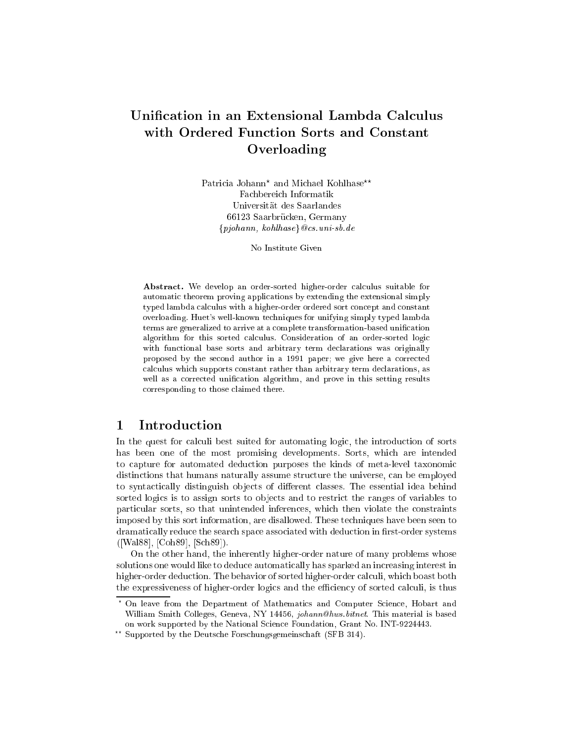# Unification in an Extensional Lambda Calculus with Ordered Function Sorts and Constant Overloading

Patricia Johann* and Michael Kohlhase**
Fachbereich Informatik
Universität des Saarlandes
66123 Saarbrücken, Germany
{*pjohann, kohlhase*}*@cs.uni-sb.de*

No Institute Given

**Abstract.** We develop an order-sorted higher-order calculus suitable for automatic theorem proving applications by extending the extensional simply typed lambda calculus with a higher-order ordered sort concept and constant overloading. Huet's well-known techniques for unifying simply typed lambda terms are generalized to arrive at a complete transformation-based unification algorithm for this sorted calculus. Consideration of an order-sorted logic with functional base sorts and arbitrary term declarations was originally proposed by the second author in a 1991 paper; we give here a corrected calculus which supports constant rather than arbitrary term declarations, as well as a corrected unification algorithm, and prove in this setting results corresponding to those claimed there.

## 1 Introduction

In the quest for calculi best suited for automating logic, the introduction of sorts has been one of the most promising developments. Sorts, which are intended to capture for automated deduction purposes the kinds of meta-level taxonomic distinctions that humans naturally assume structure the universe, can be employed to syntactically distinguish objects of different classes. The essential idea behind sorted logics is to assign sorts to objects and to restrict the ranges of variables to particular sorts, so that unintended inferences, which then violate the constraints imposed by this sort information, are disallowed. These techniques have been seen to dramatically reduce the search space associated with deduction in first-order systems ([Wal88], [Coh89], [Sch89]).

On the other hand, the inherently higher-order nature of many problems whose solutions one would like to deduce automatically has sparked an increasing interest in higher-order deduction. The behavior of sorted higher-order calculi, which boast both the expressiveness of higher-order logics and the efficiency of sorted calculi, is thus

---

\* On leave from the Department of Mathematics and Computer Science, Hobart and William Smith Colleges, Geneva, NY 14456, *johann@hws.bitnet*. This material is based on work supported by the National Science Foundation, Grant No. INT-9224443.

\*\* Supported by the Deutsche Forschungsgemeinschaft (SFB 314).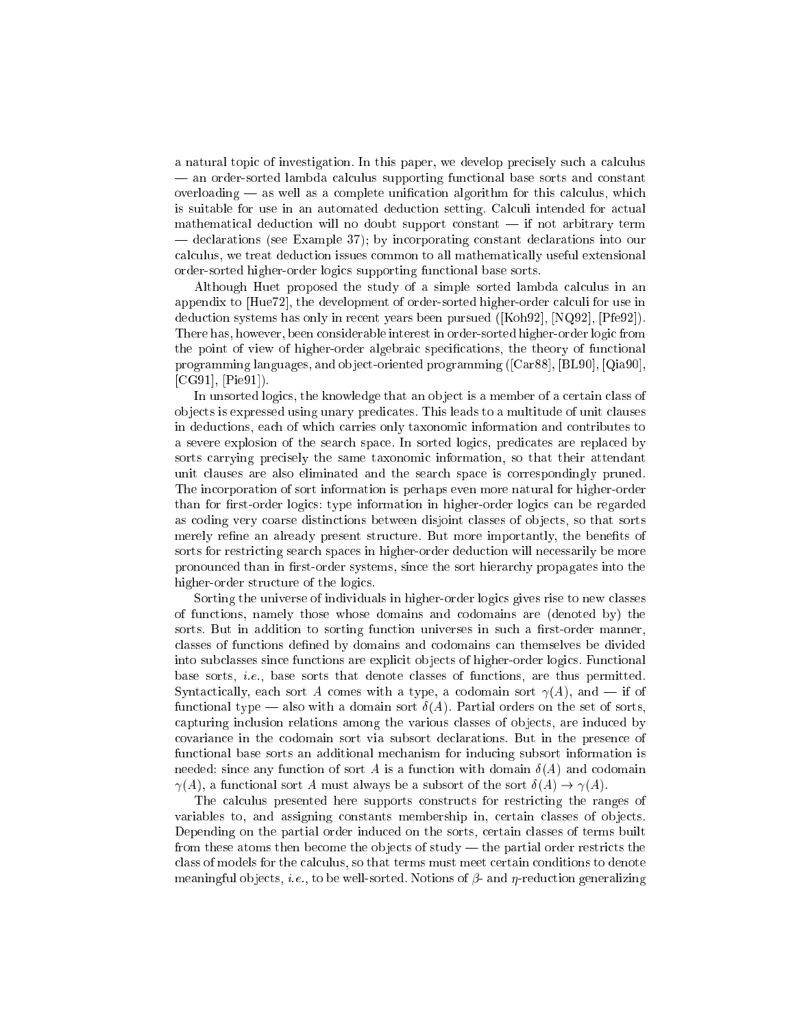a natural topic of investigation. In this paper, we develop precisely such a calculus — an order-sorted lambda calculus supporting functional base sorts and constant overloading — as well as a complete unification algorithm for this calculus, which is suitable for use in an automated deduction setting. Calculi intended for actual mathematical deduction will no doubt support constant — if not arbitrary term — declarations (see Example 37); by incorporating constant declarations into our calculus, we treat deduction issues common to all mathematically useful extensional order-sorted higher-order logics supporting functional base sorts.

Although Huet proposed the study of a simple sorted lambda calculus in an appendix to [Hue72], the development of order-sorted higher-order calculi for use in deduction systems has only in recent years been pursued ([Koh92], [NQ92], [Pfe92]). There has, however, been considerable interest in order-sorted higher-order logic from the point of view of higher-order algebraic specifications, the theory of functional programming languages, and object-oriented programming ([Car88], [BL90], [Qia90], [CG91], [Pie91]).

In unsorted logics, the knowledge that an object is a member of a certain class of objects is expressed using unary predicates. This leads to a multitude of unit clauses in deductions, each of which carries only taxonomic information and contributes to a severe explosion of the search space. In sorted logics, predicates are replaced by sorts carrying precisely the same taxonomic information, so that their attendant unit clauses are also eliminated and the search space is correspondingly pruned. The incorporation of sort information is perhaps even more natural for higher-order than for first-order logics: type information in higher-order logics can be regarded as coding very coarse distinctions between disjoint classes of objects, so that sorts merely refine an already present structure. But more importantly, the benefits of sorts for restricting search spaces in higher-order deduction will necessarily be more pronounced than in first-order systems, since the sort hierarchy propagates into the higher-order structure of the logics.

Sorting the universe of individuals in higher-order logics gives rise to new classes of functions, namely those whose domains and codomains are (denoted by) the sorts. But in addition to sorting function universes in such a first-order manner, classes of functions defined by domains and codomains can themselves be divided into subclasses since functions are explicit objects of higher-order logics. Functional base sorts, *i.e.*, base sorts that denote classes of functions, are thus permitted. Syntactically, each sort $A$ comes with a type, a codomain sort $\gamma(A)$, and — if of functional type — also with a domain sort $\delta(A)$. Partial orders on the set of sorts, capturing inclusion relations among the various classes of objects, are induced by covariance in the codomain sort via subsort declarations. But in the presence of functional base sorts an additional mechanism for inducing subsort information is needed: since any function of sort $A$ is a function with domain $\delta(A)$ and codomain $\gamma(A)$, a functional sort $A$ must always be a subsort of the sort $\delta(A) \to \gamma(A)$.

The calculus presented here supports constructs for restricting the ranges of variables to, and assigning constants membership in, certain classes of objects. Depending on the partial order induced on the sorts, certain classes of terms built from these atoms then become the objects of study — the partial order restricts the class of models for the calculus, so that terms must meet certain conditions to denote meaningful objects, *i.e.*, to be well-sorted. Notions of $\beta$- and $\eta$-reduction generalizing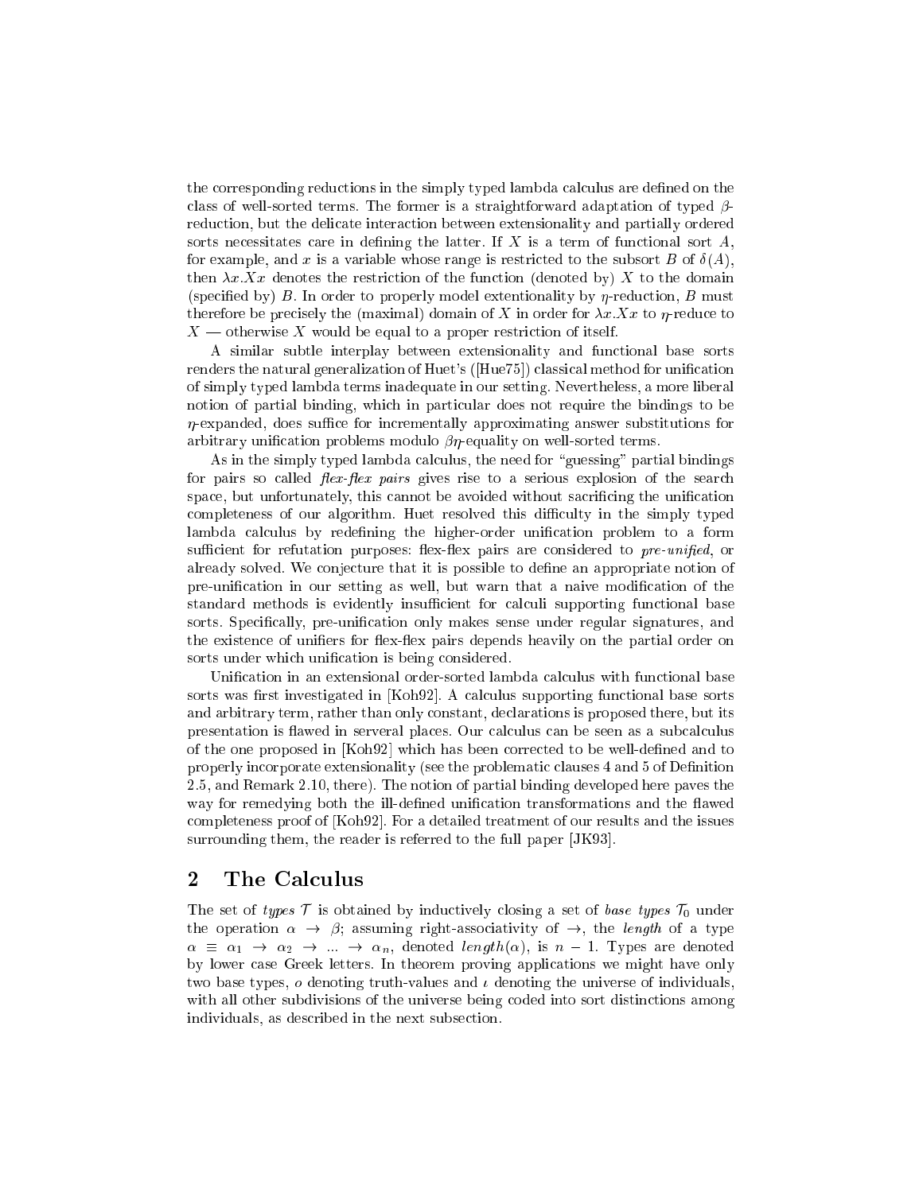the corresponding reductions in the simply typed lambda calculus are defined on the class of well-sorted terms. The former is a straightforward adaptation of typed $\beta$-reduction, but the delicate interaction between extensionality and partially ordered sorts necessitates care in defining the latter. If $X$ is a term of functional sort $A$, for example, and $x$ is a variable whose range is restricted to the subsort $B$ of $\delta(A)$, then $\lambda x.Xx$ denotes the restriction of the function (denoted by) $X$ to the domain (specified by) $B$. In order to properly model extentionality by $\eta$-reduction, $B$ must therefore be precisely the (maximal) domain of $X$ in order for $\lambda x.Xx$ to $\eta$-reduce to $X$ — otherwise $X$ would be equal to a proper restriction of itself.

A similar subtle interplay between extensionality and functional base sorts renders the natural generalization of Huet's ([Hue75]) classical method for unification of simply typed lambda terms inadequate in our setting. Nevertheless, a more liberal notion of partial binding, which in particular does not require the bindings to be $\eta$-expanded, does suffice for incrementally approximating answer substitutions for arbitrary unification problems modulo $\beta\eta$-equality on well-sorted terms.

As in the simply typed lambda calculus, the need for "guessing" partial bindings for pairs so called *flex-flex pairs* gives rise to a serious explosion of the search space, but unfortunately, this cannot be avoided without sacrificing the unification completeness of our algorithm. Huet resolved this difficulty in the simply typed lambda calculus by redefining the higher-order unification problem to a form sufficient for refutation purposes: flex-flex pairs are considered to *pre-unified*, or already solved. We conjecture that it is possible to define an appropriate notion of pre-unification in our setting as well, but warn that a naive modification of the standard methods is evidently insufficient for calculi supporting functional base sorts. Specifically, pre-unification only makes sense under regular signatures, and the existence of unifiers for flex-flex pairs depends heavily on the partial order on sorts under which unification is being considered.

Unification in an extensional order-sorted lambda calculus with functional base sorts was first investigated in [Koh92]. A calculus supporting functional base sorts and arbitrary term, rather than only constant, declarations is proposed there, but its presentation is flawed in serveral places. Our calculus can be seen as a subcalculus of the one proposed in [Koh92] which has been corrected to be well-defined and to properly incorporate extensionality (see the problematic clauses 4 and 5 of Definition 2.5, and Remark 2.10, there). The notion of partial binding developed here paves the way for remedying both the ill-defined unification transformations and the flawed completeness proof of [Koh92]. For a detailed treatment of our results and the issues surrounding them, the reader is referred to the full paper [JK93].

## 2 The Calculus

The set of *types* $\mathcal{T}$ is obtained by inductively closing a set of *base types* $\mathcal{T}_0$ under the operation $\alpha \rightarrow \beta$; assuming right-associativity of $\rightarrow$, the *length* of a type $\alpha \equiv \alpha_1 \rightarrow \alpha_2 \rightarrow \ldots \rightarrow \alpha_n$, denoted $length(\alpha)$, is $n-1$. Types are denoted by lower case Greek letters. In theorem proving applications we might have only two base types, $o$ denoting truth-values and $\iota$ denoting the universe of individuals, with all other subdivisions of the universe being coded into sort distinctions among individuals, as described in the next subsection.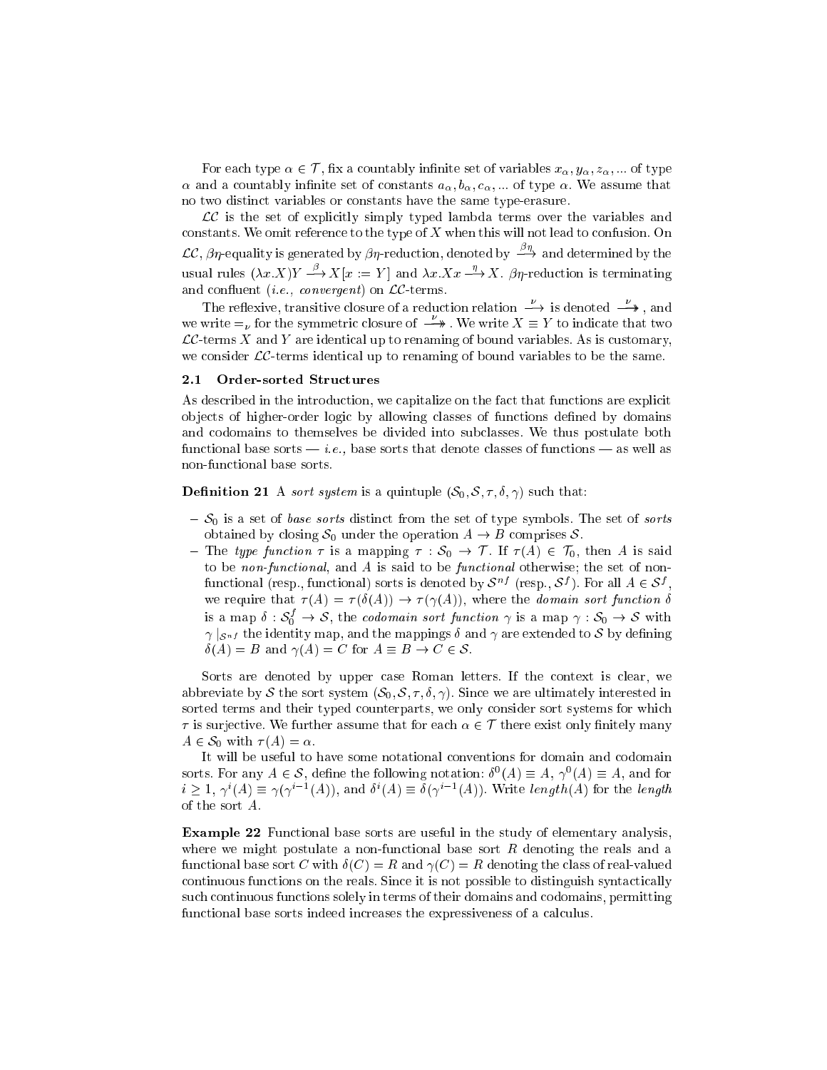For each type $\alpha \in \mathcal{T}$, fix a countably infinite set of variables $x_\alpha, y_\alpha, z_\alpha, ...$ of type $\alpha$ and a countably infinite set of constants $a_\alpha, b_\alpha, c_\alpha, ...$ of type $\alpha$. We assume that no two distinct variables or constants have the same type-erasure.

$\mathcal{LC}$ is the set of explicitly simply typed lambda terms over the variables and constants. We omit reference to the type of $X$ when this will not lead to confusion. On $\mathcal{LC}$, $\beta\eta$-equality is generated by $\beta\eta$-reduction, denoted by $\xrightarrow{\beta\eta}$ and determined by the usual rules $(\lambda x.X)Y \xrightarrow{\beta} X[x := Y]$ and $\lambda x.Xx \xrightarrow{\eta} X$. $\beta\eta$-reduction is terminating and confluent (*i.e., convergent*) on $\mathcal{LC}$-terms.

The reflexive, transitive closure of a reduction relation $\xrightarrow{\nu}$ is denoted $\xrightarrow{\nu}\!\!\!\!\!\rightarrow$, and we write $=_\nu$ for the symmetric closure of $\xrightarrow{\nu}\!\!\!\!\!\rightarrow$. We write $X \equiv Y$ to indicate that two $\mathcal{LC}$-terms $X$ and $Y$ are identical up to renaming of bound variables. As is customary, we consider $\mathcal{LC}$-terms identical up to renaming of bound variables to be the same.

### 2.1 Order-sorted Structures

As described in the introduction, we capitalize on the fact that functions are explicit objects of higher-order logic by allowing classes of functions defined by domains and codomains to themselves be divided into subclasses. We thus postulate both functional base sorts — *i.e.,* base sorts that denote classes of functions — as well as non-functional base sorts.

**Definition 21** A *sort system* is a quintuple $(\mathcal{S}_0, \mathcal{S}, \tau, \delta, \gamma)$ such that:

- $\mathcal{S}_0$ is a set of *base sorts* distinct from the set of type symbols. The set of *sorts* obtained by closing $\mathcal{S}_0$ under the operation $A \rightarrow B$ comprises $\mathcal{S}$.
- The *type function* $\tau$ is a mapping $\tau : \mathcal{S}_0 \rightarrow \mathcal{T}$. If $\tau(A) \in \mathcal{T}_0$, then $A$ is said to be *non-functional*, and $A$ is said to be *functional* otherwise; the set of non-functional (resp., functional) sorts is denoted by $\mathcal{S}^{nf}$ (resp., $\mathcal{S}^f$). For all $A \in \mathcal{S}^f$, we require that $\tau(A) = \tau(\delta(A)) \rightarrow \tau(\gamma(A))$, where the *domain sort function* $\delta$ is a map $\delta : \mathcal{S}_0^f \rightarrow \mathcal{S}$, the *codomain sort function* $\gamma$ is a map $\gamma : \mathcal{S}_0 \rightarrow \mathcal{S}$ with $\gamma\mid_{\mathcal{S}^{nf}}$ the identity map, and the mappings $\delta$ and $\gamma$ are extended to $\mathcal{S}$ by defining $\delta(A) = B$ and $\gamma(A) = C$ for $A \equiv B \rightarrow C \in \mathcal{S}$.

Sorts are denoted by upper case Roman letters. If the context is clear, we abbreviate by $\mathcal{S}$ the sort system $(\mathcal{S}_0, \mathcal{S}, \tau, \delta, \gamma)$. Since we are ultimately interested in sorted terms and their typed counterparts, we only consider sort systems for which $\tau$ is surjective. We further assume that for each $\alpha \in \mathcal{T}$ there exist only finitely many $A \in \mathcal{S}_0$ with $\tau(A) = \alpha$.

It will be useful to have some notational conventions for domain and codomain sorts. For any $A \in \mathcal{S}$, define the following notation: $\delta^0(A) \equiv A$, $\gamma^0(A) \equiv A$, and for $i \geq 1$, $\gamma^i(A) \equiv \gamma(\gamma^{i-1}(A))$, and $\delta^i(A) \equiv \delta(\gamma^{i-1}(A))$. Write $length(A)$ for the *length* of the sort $A$.

**Example 22** Functional base sorts are useful in the study of elementary analysis, where we might postulate a non-functional base sort $R$ denoting the reals and a functional base sort $C$ with $\delta(C) = R$ and $\gamma(C) = R$ denoting the class of real-valued continuous functions on the reals. Since it is not possible to distinguish syntactically such continuous functions solely in terms of their domains and codomains, permitting functional base sorts indeed increases the expressiveness of a calculus.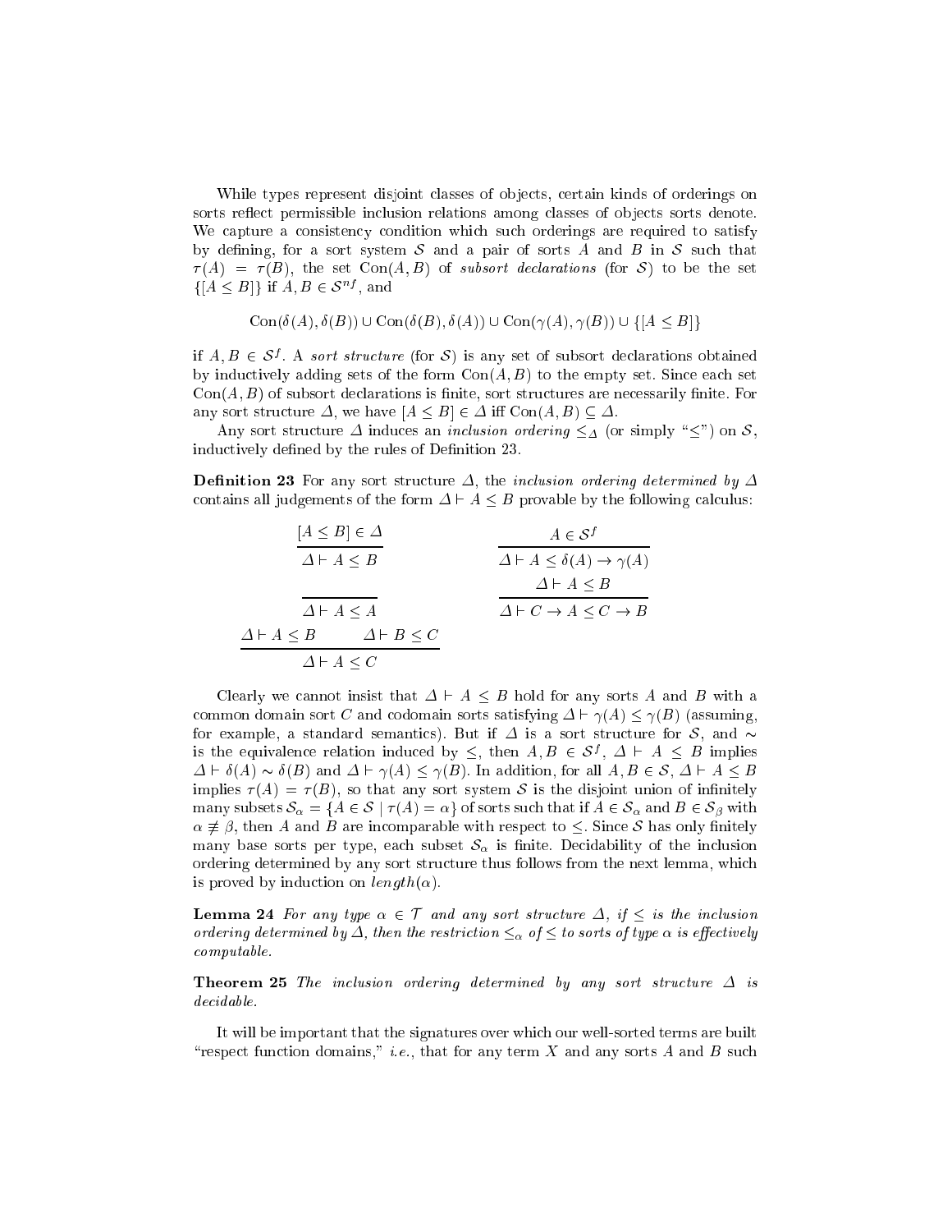While types represent disjoint classes of objects, certain kinds of orderings on sorts reflect permissible inclusion relations among classes of objects sorts denote. We capture a consistency condition which such orderings are required to satisfy by defining, for a sort system $\mathcal{S}$ and a pair of sorts $A$ and $B$ in $\mathcal{S}$ such that $\tau(A) = \tau(B)$, the set $\mathrm{Con}(A, B)$ of *subsort declarations* (for $\mathcal{S}$) to be the set $\{[A \leq B]\}$ if $A, B \in \mathcal{S}^{nf}$, and

$$\mathrm{Con}(\delta(A), \delta(B)) \cup \mathrm{Con}(\delta(B), \delta(A)) \cup \mathrm{Con}(\gamma(A), \gamma(B)) \cup \{[A \leq B]\}$$

if $A, B \in \mathcal{S}^f$. A *sort structure* (for $\mathcal{S}$) is any set of subsort declarations obtained by inductively adding sets of the form $\mathrm{Con}(A, B)$ to the empty set. Since each set $\mathrm{Con}(A, B)$ of subsort declarations is finite, sort structures are necessarily finite. For any sort structure $\Delta$, we have $[A \leq B] \in \Delta$ iff $\mathrm{Con}(A, B) \subseteq \Delta$.

Any sort structure $\Delta$ induces an *inclusion ordering* $\leq_\Delta$ (or simply "$\leq$") on $\mathcal{S}$, inductively defined by the rules of Definition 23.

**Definition 23** For any sort structure $\Delta$, the *inclusion ordering determined by* $\Delta$ contains all judgements of the form $\Delta \vdash A \leq B$ provable by the following calculus:

$$\frac{[A \leq B] \in \Delta}{\Delta \vdash A \leq B} \qquad\qquad \frac{A \in \mathcal{S}^f}{\Delta \vdash A \leq \delta(A) \to \gamma(A)}$$

$$\frac{}{\Delta \vdash A \leq A} \qquad\qquad \frac{\Delta \vdash A \leq B}{\Delta \vdash C \to A \leq C \to B}$$

$$\frac{\Delta \vdash A \leq B \qquad \Delta \vdash B \leq C}{\Delta \vdash A \leq C}$$

Clearly we cannot insist that $\Delta \vdash A \leq B$ hold for any sorts $A$ and $B$ with a common domain sort $C$ and codomain sorts satisfying $\Delta \vdash \gamma(A) \leq \gamma(B)$ (assuming, for example, a standard semantics). But if $\Delta$ is a sort structure for $\mathcal{S}$, and $\sim$ is the equivalence relation induced by $\leq$, then $A, B \in \mathcal{S}^f$, $\Delta \vdash A \leq B$ implies $\Delta \vdash \delta(A) \sim \delta(B)$ and $\Delta \vdash \gamma(A) \leq \gamma(B)$. In addition, for all $A, B \in \mathcal{S}$, $\Delta \vdash A \leq B$ implies $\tau(A) = \tau(B)$, so that any sort system $\mathcal{S}$ is the disjoint union of infinitely many subsets $\mathcal{S}_\alpha = \{A \in \mathcal{S} \mid \tau(A) = \alpha\}$ of sorts such that if $A \in \mathcal{S}_\alpha$ and $B \in \mathcal{S}_\beta$ with $\alpha \not\equiv \beta$, then $A$ and $B$ are incomparable with respect to $\leq$. Since $\mathcal{S}$ has only finitely many base sorts per type, each subset $\mathcal{S}_\alpha$ is finite. Decidability of the inclusion ordering determined by any sort structure thus follows from the next lemma, which is proved by induction on $length(\alpha)$.

**Lemma 24** *For any type $\alpha \in \mathcal{T}$ and any sort structure $\Delta$, if $\leq$ is the inclusion ordering determined by $\Delta$, then the restriction $\leq_\alpha$ of $\leq$ to sorts of type $\alpha$ is effectively computable.*

**Theorem 25** *The inclusion ordering determined by any sort structure $\Delta$ is decidable.*

It will be important that the signatures over which our well-sorted terms are built "respect function domains," *i.e.*, that for any term $X$ and any sorts $A$ and $B$ such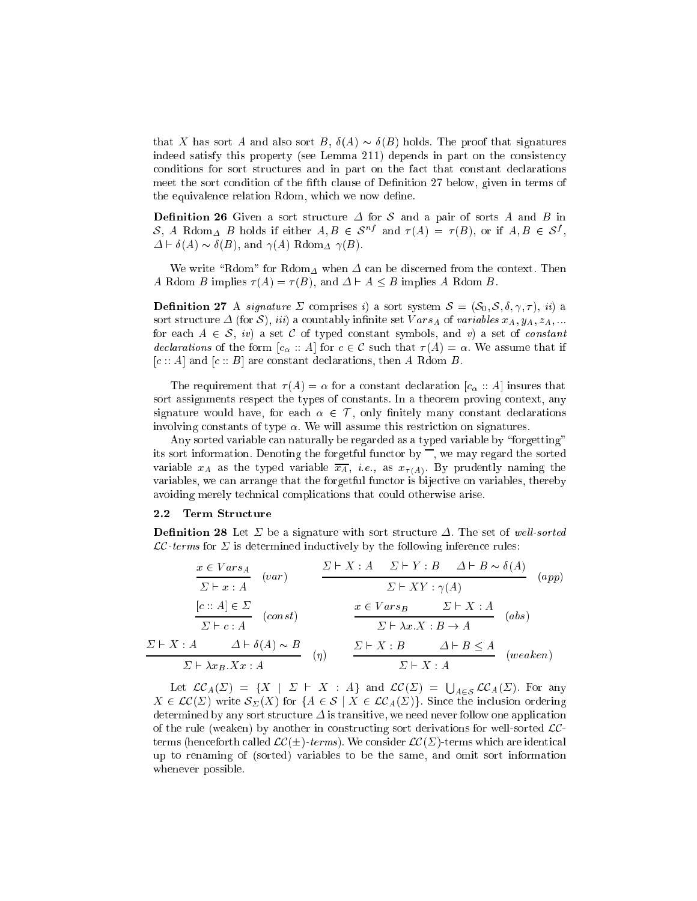that $X$ has sort $A$ and also sort $B$, $\delta(A) \sim \delta(B)$ holds. The proof that signatures indeed satisfy this property (see Lemma 211) depends in part on the consistency conditions for sort structures and in part on the fact that constant declarations meet the sort condition of the fifth clause of Definition 27 below, given in terms of the equivalence relation Rdom, which we now define.

**Definition 26** Given a sort structure $\Delta$ for $\mathcal{S}$ and a pair of sorts $A$ and $B$ in $\mathcal{S}$, $A$ $\mathrm{Rdom}_\Delta$ $B$ holds if either $A, B \in \mathcal{S}^{nf}$ and $\tau(A) = \tau(B)$, or if $A, B \in \mathcal{S}^f$, $\Delta \vdash \delta(A) \sim \delta(B)$, and $\gamma(A)$ $\mathrm{Rdom}_\Delta$ $\gamma(B)$.

We write "Rdom" for $\mathrm{Rdom}_\Delta$ when $\Delta$ can be discerned from the context. Then $A$ Rdom $B$ implies $\tau(A) = \tau(B)$, and $\Delta \vdash A \leq B$ implies $A$ Rdom $B$.

**Definition 27** A *signature* $\Sigma$ comprises *i)* a sort system $\mathcal{S} = (\mathcal{S}_0, \mathcal{S}, \delta, \gamma, \tau)$, *ii)* a sort structure $\Delta$ (for $\mathcal{S}$), *iii)* a countably infinite set $Vars_A$ of *variables* $x_A, y_A, z_A, \ldots$ for each $A \in \mathcal{S}$, *iv)* a set $\mathcal{C}$ of typed constant symbols, and *v)* a set of *constant declarations* of the form $[c_\alpha :: A]$ for $c \in \mathcal{C}$ such that $\tau(A) = \alpha$. We assume that if $[c :: A]$ and $[c :: B]$ are constant declarations, then $A$ Rdom $B$.

The requirement that $\tau(A) = \alpha$ for a constant declaration $[c_\alpha :: A]$ insures that sort assignments respect the types of constants. In a theorem proving context, any signature would have, for each $\alpha \in \mathcal{T}$, only finitely many constant declarations involving constants of type $\alpha$. We will assume this restriction on signatures.

Any sorted variable can naturally be regarded as a typed variable by "forgetting" its sort information. Denoting the forgetful functor by $\overline{\phantom{x}}$, we may regard the sorted variable $x_A$ as the typed variable $\overline{x_A}$, *i.e.,* as $x_{\tau(A)}$. By prudently naming the variables, we can arrange that the forgetful functor is bijective on variables, thereby avoiding merely technical complications that could otherwise arise.

### 2.2 Term Structure

**Definition 28** Let $\Sigma$ be a signature with sort structure $\Delta$. The set of *well-sorted* $\mathcal{LC}$*-terms* for $\Sigma$ is determined inductively by the following inference rules:

$$\frac{x \in Vars_A}{\Sigma \vdash x : A}\ (var) \qquad \frac{\Sigma \vdash X : A \quad \Sigma \vdash Y : B \quad \Delta \vdash B \sim \delta(A)}{\Sigma \vdash XY : \gamma(A)}\ (app)$$

$$\frac{[c :: A] \in \Sigma}{\Sigma \vdash c : A}\ (const) \qquad \frac{x \in Vars_B \quad \Sigma \vdash X : A}{\Sigma \vdash \lambda x.X : B \rightarrow A}\ (abs)$$

$$\frac{\Sigma \vdash X : A \quad \Delta \vdash \delta(A) \sim B}{\Sigma \vdash \lambda x_B.Xx : A}\ (\eta) \qquad \frac{\Sigma \vdash X : B \quad \Delta \vdash B \leq A}{\Sigma \vdash X : A}\ (weaken)$$

Let $\mathcal{LC}_A(\Sigma) = \{X \mid \Sigma \vdash X : A\}$ and $\mathcal{LC}(\Sigma) = \bigcup_{A \in \mathcal{S}} \mathcal{LC}_A(\Sigma)$. For any $X \in \mathcal{LC}(\Sigma)$ write $\mathcal{S}_\Sigma(X)$ for $\{A \in \mathcal{S} \mid X \in \mathcal{LC}_A(\Sigma)\}$. Since the inclusion ordering determined by any sort structure $\Delta$ is transitive, we need never follow one application of the rule (weaken) by another in constructing sort derivations for well-sorted $\mathcal{LC}$-terms (henceforth called $\mathcal{LC}(\pm)$*-terms*). We consider $\mathcal{LC}(\Sigma)$-terms which are identical up to renaming of (sorted) variables to be the same, and omit sort information whenever possible.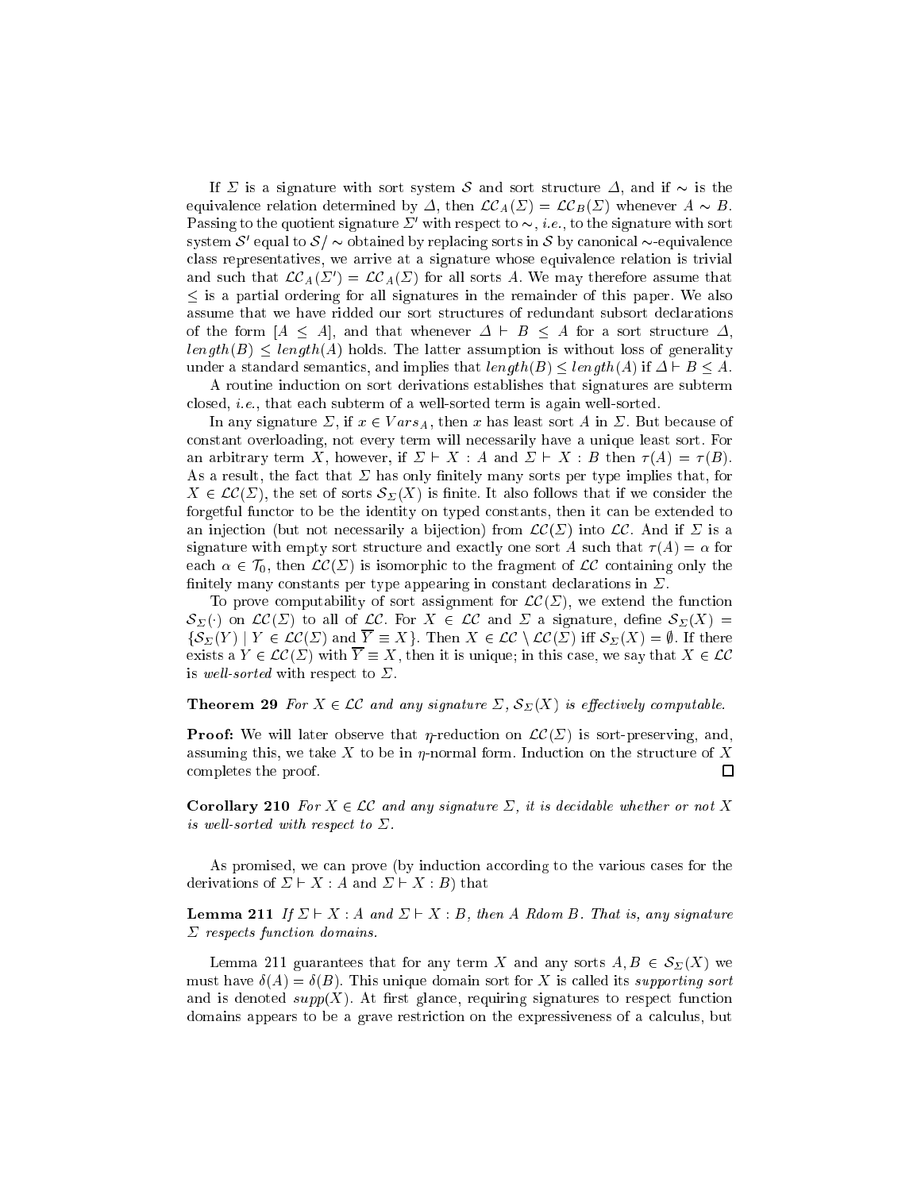If $\Sigma$ is a signature with sort system $\mathcal{S}$ and sort structure $\Delta$, and if $\sim$ is the equivalence relation determined by $\Delta$, then $\mathcal{LC}_A(\Sigma) = \mathcal{LC}_B(\Sigma)$ whenever $A \sim B$. Passing to the quotient signature $\Sigma'$ with respect to $\sim$, *i.e.*, to the signature with sort system $\mathcal{S}'$ equal to $\mathcal{S}/\sim$ obtained by replacing sorts in $\mathcal{S}$ by canonical $\sim$-equivalence class representatives, we arrive at a signature whose equivalence relation is trivial and such that $\mathcal{LC}_A(\Sigma') = \mathcal{LC}_A(\Sigma)$ for all sorts $A$. We may therefore assume that $\leq$ is a partial ordering for all signatures in the remainder of this paper. We also assume that we have ridded our sort structures of redundant subsort declarations of the form $[A \leq A]$, and that whenever $\Delta \vdash B \leq A$ for a sort structure $\Delta$, $length(B) \leq length(A)$ holds. The latter assumption is without loss of generality under a standard semantics, and implies that $length(B) \leq length(A)$ if $\Delta \vdash B \leq A$.

A routine induction on sort derivations establishes that signatures are subterm closed, *i.e.*, that each subterm of a well-sorted term is again well-sorted.

In any signature $\Sigma$, if $x \in Vars_A$, then $x$ has least sort $A$ in $\Sigma$. But because of constant overloading, not every term will necessarily have a unique least sort. For an arbitrary term $X$, however, if $\Sigma \vdash X : A$ and $\Sigma \vdash X : B$ then $\tau(A) = \tau(B)$. As a result, the fact that $\Sigma$ has only finitely many sorts per type implies that, for $X \in \mathcal{LC}(\Sigma)$, the set of sorts $\mathcal{S}_\Sigma(X)$ is finite. It also follows that if we consider the forgetful functor to be the identity on typed constants, then it can be extended to an injection (but not necessarily a bijection) from $\mathcal{LC}(\Sigma)$ into $\mathcal{LC}$. And if $\Sigma$ is a signature with empty sort structure and exactly one sort $A$ such that $\tau(A) = \alpha$ for each $\alpha \in \mathcal{T}_0$, then $\mathcal{LC}(\Sigma)$ is isomorphic to the fragment of $\mathcal{LC}$ containing only the finitely many constants per type appearing in constant declarations in $\Sigma$.

To prove computability of sort assignment for $\mathcal{LC}(\Sigma)$, we extend the function $\mathcal{S}_\Sigma(\cdot)$ on $\mathcal{LC}(\Sigma)$ to all of $\mathcal{LC}$. For $X \in \mathcal{LC}$ and $\Sigma$ a signature, define $\mathcal{S}_\Sigma(X) = \{\mathcal{S}_\Sigma(Y) \mid Y \in \mathcal{LC}(\Sigma) \text{ and } \overline{Y} \equiv X\}$. Then $X \in \mathcal{LC} \setminus \mathcal{LC}(\Sigma)$ iff $\mathcal{S}_\Sigma(X) = \emptyset$. If there exists a $Y \in \mathcal{LC}(\Sigma)$ with $\overline{Y} \equiv X$, then it is unique; in this case, we say that $X \in \mathcal{LC}$ is *well-sorted* with respect to $\Sigma$.

**Theorem 29** *For $X \in \mathcal{LC}$ and any signature $\Sigma$, $\mathcal{S}_\Sigma(X)$ is effectively computable.*

**Proof:** We will later observe that $\eta$-reduction on $\mathcal{LC}(\Sigma)$ is sort-preserving, and, assuming this, we take $X$ to be in $\eta$-normal form. Induction on the structure of $X$ completes the proof. $\Box$

**Corollary 210** *For $X \in \mathcal{LC}$ and any signature $\Sigma$, it is decidable whether or not $X$ is well-sorted with respect to $\Sigma$.*

As promised, we can prove (by induction according to the various cases for the derivations of $\Sigma \vdash X : A$ and $\Sigma \vdash X : B$) that

**Lemma 211** *If $\Sigma \vdash X : A$ and $\Sigma \vdash X : B$, then $A$ Rdom $B$. That is, any signature $\Sigma$ respects function domains.*

Lemma 211 guarantees that for any term $X$ and any sorts $A, B \in \mathcal{S}_\Sigma(X)$ we must have $\delta(A) = \delta(B)$. This unique domain sort for $X$ is called its *supporting sort* and is denoted $supp(X)$. At first glance, requiring signatures to respect function domains appears to be a grave restriction on the expressiveness of a calculus, but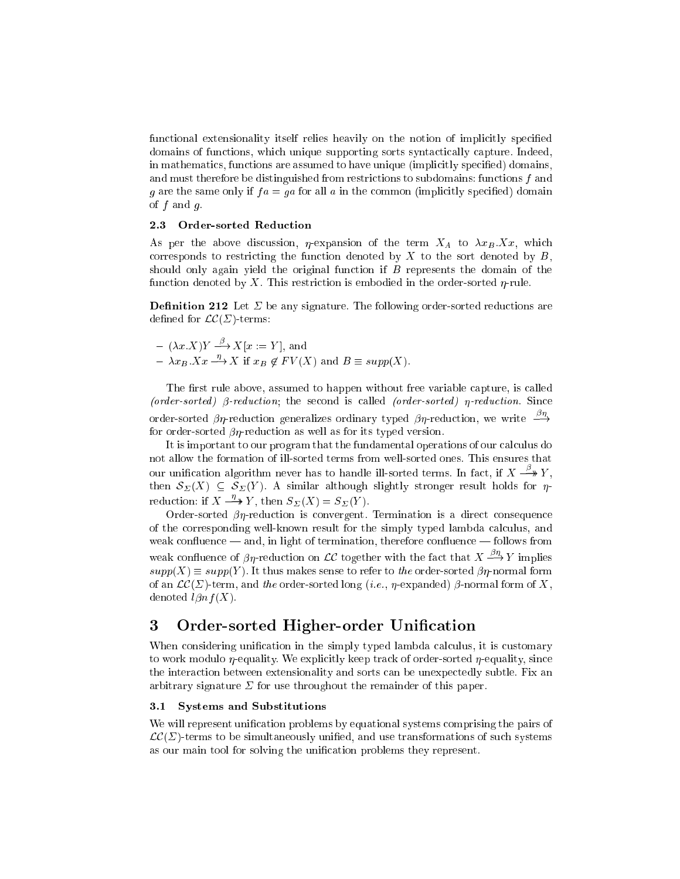functional extensionality itself relies heavily on the notion of implicitly specified domains of functions, which unique supporting sorts syntactically capture. Indeed, in mathematics, functions are assumed to have unique (implicitly specified) domains, and must therefore be distinguished from restrictions to subdomains: functions $f$ and $g$ are the same only if $fa = ga$ for all $a$ in the common (implicitly specified) domain of $f$ and $g$.

### 2.3 Order-sorted Reduction

As per the above discussion, $\eta$-expansion of the term $X_A$ to $\lambda x_B.Xx$, which corresponds to restricting the function denoted by $X$ to the sort denoted by $B$, should only again yield the original function if $B$ represents the domain of the function denoted by $X$. This restriction is embodied in the order-sorted $\eta$-rule.

**Definition 212** Let $\Sigma$ be any signature. The following order-sorted reductions are defined for $\mathcal{LC}(\Sigma)$-terms:

- $(\lambda x.X)Y \xrightarrow{\beta} X[x := Y]$, and
- $\lambda x_B.Xx \xrightarrow{\eta} X$ if $x_B \notin FV(X)$ and $B \equiv supp(X)$.

The first rule above, assumed to happen without free variable capture, is called *(order-sorted) $\beta$-reduction*; the second is called *(order-sorted) $\eta$-reduction*. Since order-sorted $\beta\eta$-reduction generalizes ordinary typed $\beta\eta$-reduction, we write $\xrightarrow{\beta\eta}$ for order-sorted $\beta\eta$-reduction as well as for its typed version.

It is important to our program that the fundamental operations of our calculus do not allow the formation of ill-sorted terms from well-sorted ones. This ensures that our unification algorithm never has to handle ill-sorted terms. In fact, if $X \xrightarrow{\beta}\!\!\!\!\rightarrow Y$, then $\mathcal{S}_\Sigma(X) \subseteq \mathcal{S}_\Sigma(Y)$. A similar although slightly stronger result holds for $\eta$-reduction: if $X \xrightarrow{\eta}\!\!\!\!\rightarrow Y$, then $S_\Sigma(X) = S_\Sigma(Y)$.

Order-sorted $\beta\eta$-reduction is convergent. Termination is a direct consequence of the corresponding well-known result for the simply typed lambda calculus, and weak confluence — and, in light of termination, therefore confluence — follows from weak confluence of $\beta\eta$-reduction on $\mathcal{LC}$ together with the fact that $X \xrightarrow{\beta\eta}\!\!\!\!\rightarrow Y$ implies $supp(X) \equiv supp(Y)$. It thus makes sense to refer to *the* order-sorted $\beta\eta$-normal form of an $\mathcal{LC}(\Sigma)$-term, and *the* order-sorted long (*i.e.*, $\eta$-expanded) $\beta$-normal form of $X$, denoted $l\beta nf(X)$.

# 3 Order-sorted Higher-order Unification

When considering unification in the simply typed lambda calculus, it is customary to work modulo $\eta$-equality. We explicitly keep track of order-sorted $\eta$-equality, since the interaction between extensionality and sorts can be unexpectedly subtle. Fix an arbitrary signature $\Sigma$ for use throughout the remainder of this paper.

### 3.1 Systems and Substitutions

We will represent unification problems by equational systems comprising the pairs of $\mathcal{LC}(\Sigma)$-terms to be simultaneously unified, and use transformations of such systems as our main tool for solving the unification problems they represent.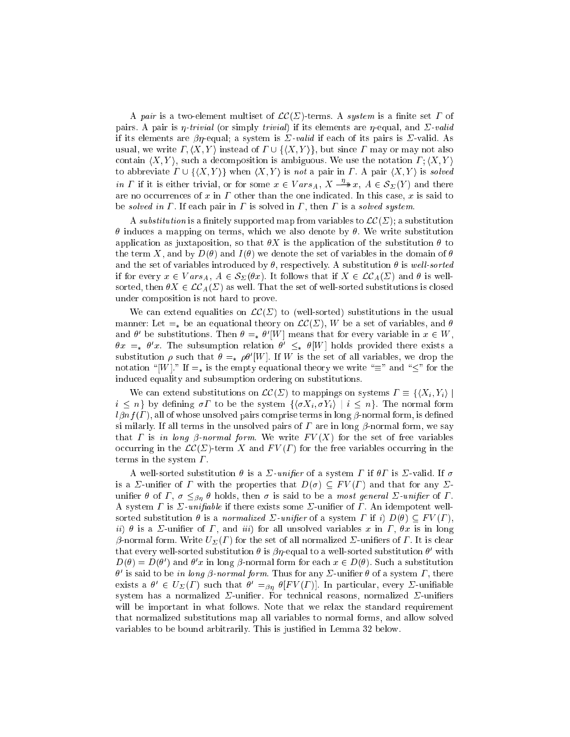A *pair* is a two-element multiset of $\mathcal{LC}(\Sigma)$-terms. A *system* is a finite set $\Gamma$ of pairs. A pair is *$\eta$-trivial* (or simply *trivial*) if its elements are $\eta$-equal, and *$\Sigma$-valid* if its elements are $\beta\eta$-equal; a system is *$\Sigma$-valid* if each of its pairs is $\Sigma$-valid. As usual, we write $\Gamma, \langle X, Y\rangle$ instead of $\Gamma \cup \{\langle X, Y\rangle\}$, but since $\Gamma$ may or may not also contain $\langle X, Y\rangle$, such a decomposition is ambiguous. We use the notation $\Gamma; \langle X, Y\rangle$ to abbreviate $\Gamma \cup \{\langle X, Y\rangle\}$ when $\langle X, Y\rangle$ is *not* a pair in $\Gamma$. A pair $\langle X, Y\rangle$ is *solved in $\Gamma$* if it is either trivial, or for some $x \in Vars_A$, $X \xrightarrow{\eta}\!\!\!\!\rightarrow x$, $A \in \mathcal{S}_\Sigma(Y)$ and there are no occurrences of $x$ in $\Gamma$ other than the one indicated. In this case, $x$ is said to be *solved in $\Gamma$*. If each pair in $\Gamma$ is solved in $\Gamma$, then $\Gamma$ is a *solved system*.

A *substitution* is a finitely supported map from variables to $\mathcal{LC}(\Sigma)$; a substitution $\theta$ induces a mapping on terms, which we also denote by $\theta$. We write substitution application as juxtaposition, so that $\theta X$ is the application of the substitution $\theta$ to the term $X$, and by $D(\theta)$ and $I(\theta)$ we denote the set of variables in the domain of $\theta$ and the set of variables introduced by $\theta$, respectively. A substitution $\theta$ is *well-sorted* if for every $x \in Vars_A$, $A \in \mathcal{S}_\Sigma(\theta x)$. It follows that if $X \in \mathcal{LC}_A(\Sigma)$ and $\theta$ is well-sorted, then $\theta X \in \mathcal{LC}_A(\Sigma)$ as well. That the set of well-sorted substitutions is closed under composition is not hard to prove.

We can extend equalities on $\mathcal{LC}(\Sigma)$ to (well-sorted) substitutions in the usual manner: Let $=_*$ be an equational theory on $\mathcal{LC}(\Sigma)$, $W$ be a set of variables, and $\theta$ and $\theta'$ be substitutions. Then $\theta =_* \theta'[W]$ means that for every variable in $x \in W$, $\theta x =_* \theta' x$. The subsumption relation $\theta' \leq_* \theta[W]$ holds provided there exists a substitution $\rho$ such that $\theta =_* \rho\theta'[W]$. If $W$ is the set of all variables, we drop the notation "$[W]$." If $=_*$ is the empty equational theory we write "$\equiv$" and "$\leq$" for the induced equality and subsumption ordering on substitutions.

We can extend substitutions on $\mathcal{LC}(\Sigma)$ to mappings on systems $\Gamma \equiv \{\langle X_i, Y_i\rangle \mid i \leq n\}$ by defining $\sigma\Gamma$ to be the system $\{\langle \sigma X_i, \sigma Y_i\rangle \mid i \leq n\}$. The normal form $l\beta nf(\Gamma)$, all of whose unsolved pairs comprise terms in long $\beta$-normal form, is defined si milarly. If all terms in the unsolved pairs of $\Gamma$ are in long $\beta$-normal form, we say that $\Gamma$ is *in long $\beta$-normal form*. We write $FV(X)$ for the set of free variables occurring in the $\mathcal{LC}(\Sigma)$-term $X$ and $FV(\Gamma)$ for the free variables occurring in the terms in the system $\Gamma$.

A well-sorted substitution $\theta$ is a *$\Sigma$-unifier* of a system $\Gamma$ if $\theta\Gamma$ is $\Sigma$-valid. If $\sigma$ is a $\Sigma$-unifier of $\Gamma$ with the properties that $D(\sigma) \subseteq FV(\Gamma)$ and that for any $\Sigma$-unifier $\theta$ of $\Gamma$, $\sigma \leq_{\beta\eta} \theta$ holds, then $\sigma$ is said to be a *most general $\Sigma$-unifier* of $\Gamma$. A system $\Gamma$ is *$\Sigma$-unifiable* if there exists some $\Sigma$-unifier of $\Gamma$. An idempotent well-sorted substitution $\theta$ is a *normalized $\Sigma$-unifier* of a system $\Gamma$ if *i)* $D(\theta) \subseteq FV(\Gamma)$, *ii)* $\theta$ is a $\Sigma$-unifier of $\Gamma$, and *iii)* for all unsolved variables $x$ in $\Gamma$, $\theta x$ is in long $\beta$-normal form. Write $U_\Sigma(\Gamma)$ for the set of all normalized $\Sigma$-unifiers of $\Gamma$. It is clear that every well-sorted substitution $\theta$ is $\beta\eta$-equal to a well-sorted substitution $\theta'$ with $D(\theta) = D(\theta')$ and $\theta' x$ in long $\beta$-normal form for each $x \in D(\theta)$. Such a substitution $\theta'$ is said to be *in long $\beta$-normal form*. Thus for any $\Sigma$-unifier $\theta$ of a system $\Gamma$, there exists a $\theta' \in U_\Sigma(\Gamma)$ such that $\theta' =_{\beta\eta} \theta[FV(\Gamma)]$. In particular, every $\Sigma$-unifiable system has a normalized $\Sigma$-unifier. For technical reasons, normalized $\Sigma$-unifiers will be important in what follows. Note that we relax the standard requirement that normalized substitutions map all variables to normal forms, and allow solved variables to be bound arbitrarily. This is justified in Lemma 32 below.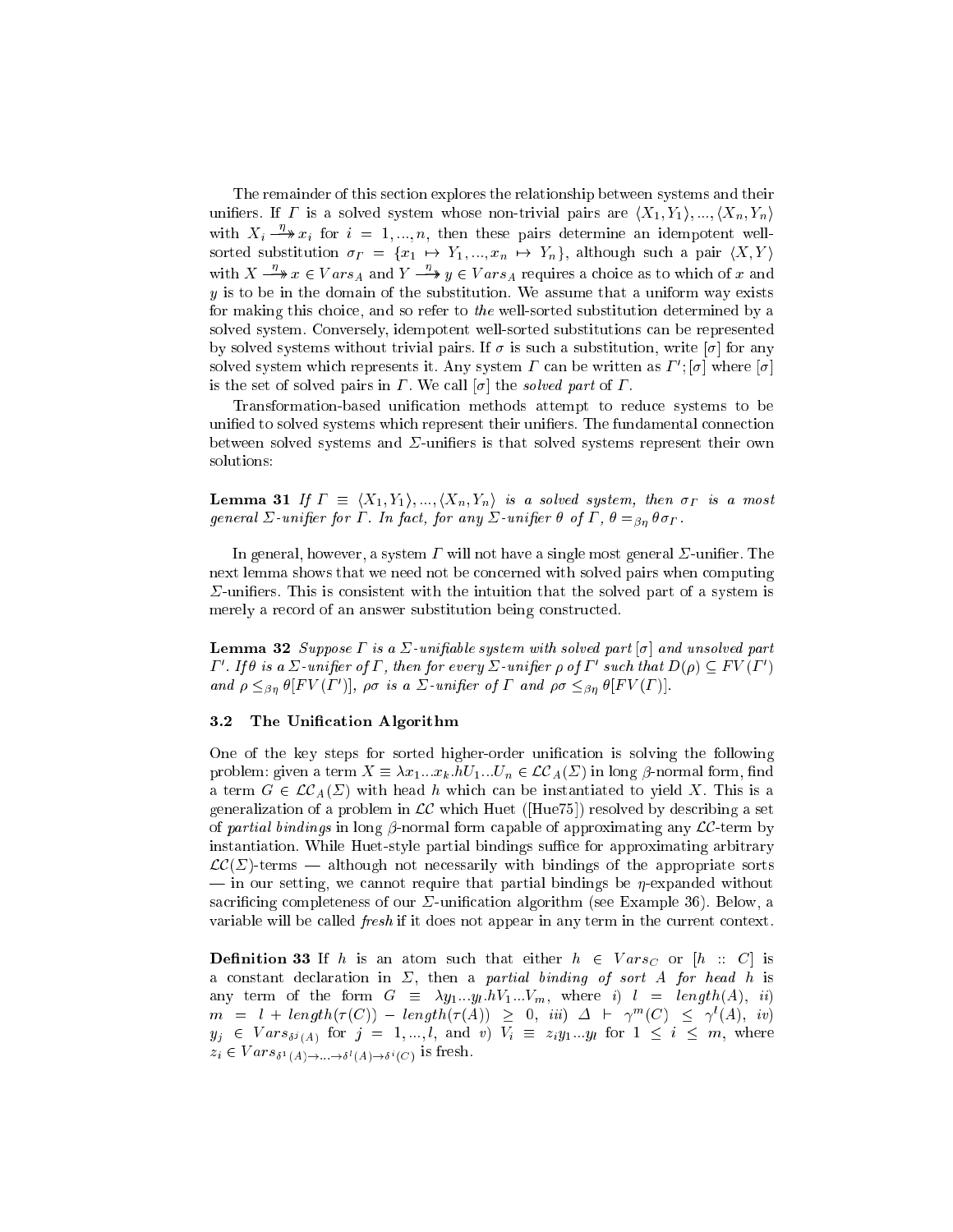The remainder of this section explores the relationship between systems and their unifiers. If $\Gamma$ is a solved system whose non-trivial pairs are $\langle X_1, Y_1\rangle, ..., \langle X_n, Y_n\rangle$ with $X_i \overset{\eta}{\twoheadrightarrow} x_i$ for $i = 1, ..., n$, then these pairs determine an idempotent well-sorted substitution $\sigma_\Gamma = \{x_1 \mapsto Y_1, ..., x_n \mapsto Y_n\}$, although such a pair $\langle X, Y\rangle$ with $X \overset{\eta}{\twoheadrightarrow} x \in Vars_A$ and $Y \overset{\eta}{\twoheadrightarrow} y \in Vars_A$ requires a choice as to which of $x$ and $y$ is to be in the domain of the substitution. We assume that a uniform way exists for making this choice, and so refer to *the* well-sorted substitution determined by a solved system. Conversely, idempotent well-sorted substitutions can be represented by solved systems without trivial pairs. If $\sigma$ is such a substitution, write $[\sigma]$ for any solved system which represents it. Any system $\Gamma$ can be written as $\Gamma'; [\sigma]$ where $[\sigma]$ is the set of solved pairs in $\Gamma$. We call $[\sigma]$ the *solved part* of $\Gamma$.

Transformation-based unification methods attempt to reduce systems to be unified to solved systems which represent their unifiers. The fundamental connection between solved systems and $\Sigma$-unifiers is that solved systems represent their own solutions:

**Lemma 31** *If $\Gamma \equiv \langle X_1, Y_1\rangle, ..., \langle X_n, Y_n\rangle$ is a solved system, then $\sigma_\Gamma$ is a most general $\Sigma$-unifier for $\Gamma$. In fact, for any $\Sigma$-unifier $\theta$ of $\Gamma$, $\theta =_{\beta\eta} \theta\sigma_\Gamma$.*

In general, however, a system $\Gamma$ will not have a single most general $\Sigma$-unifier. The next lemma shows that we need not be concerned with solved pairs when computing $\Sigma$-unifiers. This is consistent with the intuition that the solved part of a system is merely a record of an answer substitution being constructed.

**Lemma 32** *Suppose $\Gamma$ is a $\Sigma$-unifiable system with solved part $[\sigma]$ and unsolved part $\Gamma'$. If $\theta$ is a $\Sigma$-unifier of $\Gamma$, then for every $\Sigma$-unifier $\rho$ of $\Gamma'$ such that $D(\rho) \subseteq FV(\Gamma')$ and $\rho \leq_{\beta\eta} \theta[FV(\Gamma')]$, $\rho\sigma$ is a $\Sigma$-unifier of $\Gamma$ and $\rho\sigma \leq_{\beta\eta} \theta[FV(\Gamma)]$.*

### 3.2 The Unification Algorithm

One of the key steps for sorted higher-order unification is solving the following problem: given a term $X \equiv \lambda x_1...x_k.hU_1...U_n \in \mathcal{LC}_A(\Sigma)$ in long $\beta$-normal form, find a term $G \in \mathcal{LC}_A(\Sigma)$ with head $h$ which can be instantiated to yield $X$. This is a generalization of a problem in $\mathcal{LC}$ which Huet ([Hue75]) resolved by describing a set of *partial bindings* in long $\beta$-normal form capable of approximating any $\mathcal{LC}$-term by instantiation. While Huet-style partial bindings suffice for approximating arbitrary $\mathcal{LC}(\Sigma)$-terms — although not necessarily with bindings of the appropriate sorts — in our setting, we cannot require that partial bindings be $\eta$-expanded without sacrificing completeness of our $\Sigma$-unification algorithm (see Example 36). Below, a variable will be called *fresh* if it does not appear in any term in the current context.

**Definition 33** If $h$ is an atom such that either $h \in Vars_C$ or $[h :: C]$ is a constant declaration in $\Sigma$, then a *partial binding of sort $A$ for head $h$* is any term of the form $G \equiv \lambda y_1...y_l.hV_1...V_m$, where *i)* $l = length(A)$, *ii)* $m = l + length(\tau(C)) - length(\tau(A)) \geq 0$, *iii)* $\Delta \vdash \gamma^m(C) \leq \gamma^l(A)$, *iv)* $y_j \in Vars_{\delta^j(A)}$ for $j = 1, ..., l$, and *v)* $V_i \equiv z_i y_1...y_l$ for $1 \leq i \leq m$, where $z_i \in Vars_{\delta^1(A) \to ... \to \delta^l(A) \to \delta^i(C)}$ is fresh.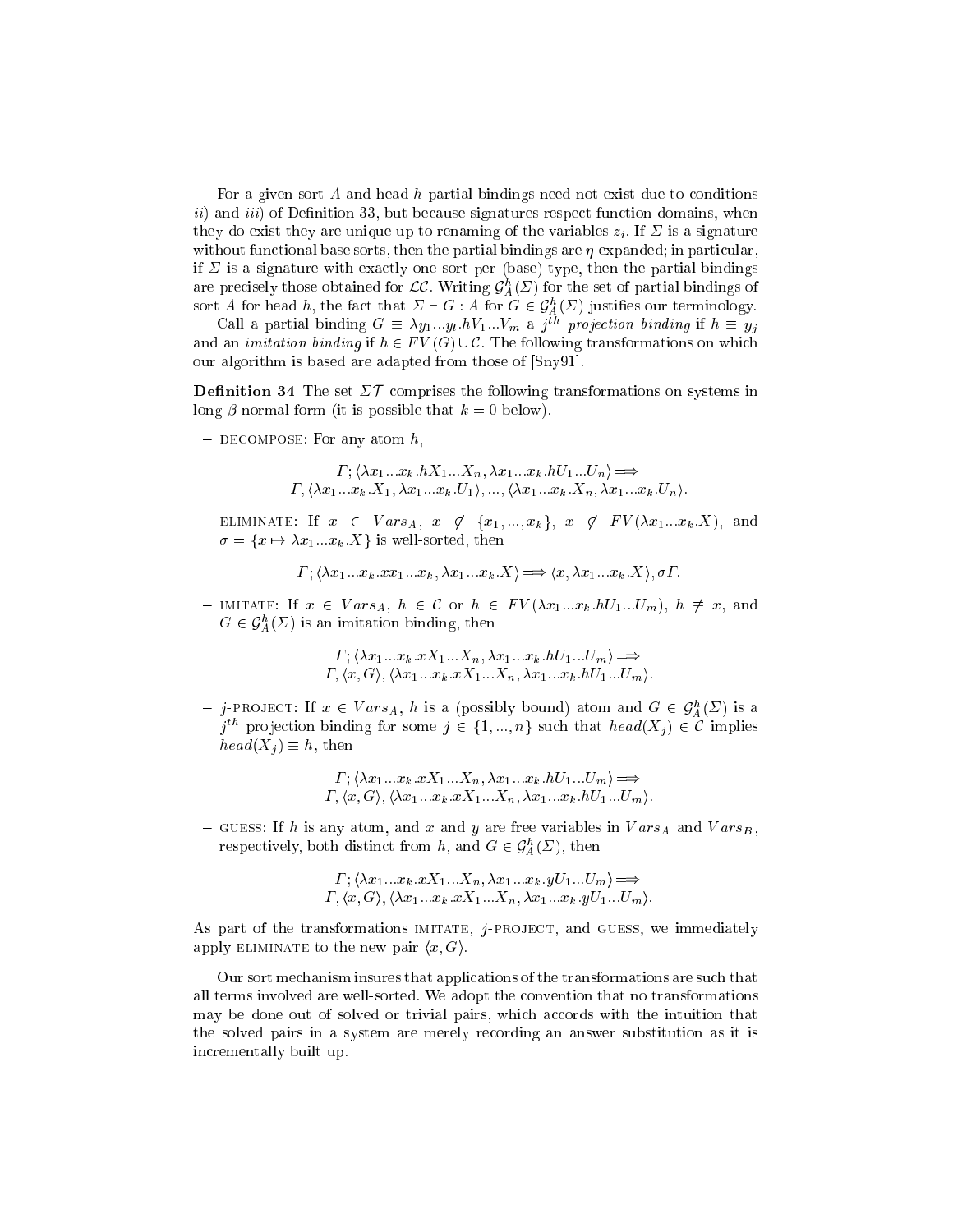For a given sort $A$ and head $h$ partial bindings need not exist due to conditions *ii*) and *iii*) of Definition 33, but because signatures respect function domains, when they do exist they are unique up to renaming of the variables $z_i$. If $\Sigma$ is a signature without functional base sorts, then the partial bindings are $\eta$-expanded; in particular, if $\Sigma$ is a signature with exactly one sort per (base) type, then the partial bindings are precisely those obtained for $\mathcal{LC}$. Writing $\mathcal{G}^h_A(\Sigma)$ for the set of partial bindings of sort $A$ for head $h$, the fact that $\Sigma \vdash G : A$ for $G \in \mathcal{G}^h_A(\Sigma)$ justifies our terminology.

Call a partial binding $G \equiv \lambda y_1 ... y_l . hV_1 ... V_m$ a $j^{th}$ *projection binding* if $h \equiv y_j$ and an *imitation binding* if $h \in FV(G) \cup \mathcal{C}$. The following transformations on which our algorithm is based are adapted from those of [Sny91].

**Definition 34** The set $\Sigma\mathcal{T}$ comprises the following transformations on systems in long $\beta$-normal form (it is possible that $k = 0$ below).

– DECOMPOSE: For any atom $h$,

$$\Gamma ; \langle \lambda x_1 ... x_k . hX_1 ... X_n, \lambda x_1 ... x_k . hU_1 ... U_n \rangle \Longrightarrow$$
$$\Gamma, \langle \lambda x_1 ... x_k . X_1, \lambda x_1 ... x_k . U_1 \rangle, ..., \langle \lambda x_1 ... x_k . X_n, \lambda x_1 ... x_k . U_n \rangle.$$

– ELIMINATE: If $x \in Vars_A$, $x \notin \{x_1, ..., x_k\}$, $x \notin FV(\lambda x_1 ... x_k . X)$, and $\sigma = \{x \mapsto \lambda x_1 ... x_k . X\}$ is well-sorted, then

$$\Gamma ; \langle \lambda x_1 ... x_k . x x_1 ... x_k, \lambda x_1 ... x_k . X \rangle \Longrightarrow \langle x, \lambda x_1 ... x_k . X \rangle, \sigma\Gamma.$$

– IMITATE: If $x \in Vars_A$, $h \in \mathcal{C}$ or $h \in FV(\lambda x_1 ... x_k . hU_1 ... U_m)$, $h \not\equiv x$, and $G \in \mathcal{G}^h_A(\Sigma)$ is an imitation binding, then

$$\Gamma ; \langle \lambda x_1 ... x_k . xX_1 ... X_n, \lambda x_1 ... x_k . hU_1 ... U_m \rangle \Longrightarrow$$
$$\Gamma, \langle x, G \rangle, \langle \lambda x_1 ... x_k . xX_1 ... X_n, \lambda x_1 ... x_k . hU_1 ... U_m \rangle.$$

– $j$-PROJECT: If $x \in Vars_A$, $h$ is a (possibly bound) atom and $G \in \mathcal{G}^h_A(\Sigma)$ is a $j^{th}$ projection binding for some $j \in \{1, ..., n\}$ such that $head(X_j) \in \mathcal{C}$ implies $head(X_j) \equiv h$, then

$$\Gamma ; \langle \lambda x_1 ... x_k . xX_1 ... X_n, \lambda x_1 ... x_k . hU_1 ... U_m \rangle \Longrightarrow$$
$$\Gamma, \langle x, G \rangle, \langle \lambda x_1 ... x_k . xX_1 ... X_n, \lambda x_1 ... x_k . hU_1 ... U_m \rangle.$$

– GUESS: If $h$ is any atom, and $x$ and $y$ are free variables in $Vars_A$ and $Vars_B$, respectively, both distinct from $h$, and $G \in \mathcal{G}^h_A(\Sigma)$, then

$$\Gamma ; \langle \lambda x_1 ... x_k . xX_1 ... X_n, \lambda x_1 ... x_k . yU_1 ... U_m \rangle \Longrightarrow$$
$$\Gamma, \langle x, G \rangle, \langle \lambda x_1 ... x_k . xX_1 ... X_n, \lambda x_1 ... x_k . yU_1 ... U_m \rangle.$$

As part of the transformations IMITATE, $j$-PROJECT, and GUESS, we immediately apply ELIMINATE to the new pair $\langle x, G \rangle$.

Our sort mechanism insures that applications of the transformations are such that all terms involved are well-sorted. We adopt the convention that no transformations may be done out of solved or trivial pairs, which accords with the intuition that the solved pairs in a system are merely recording an answer substitution as it is incrementally built up.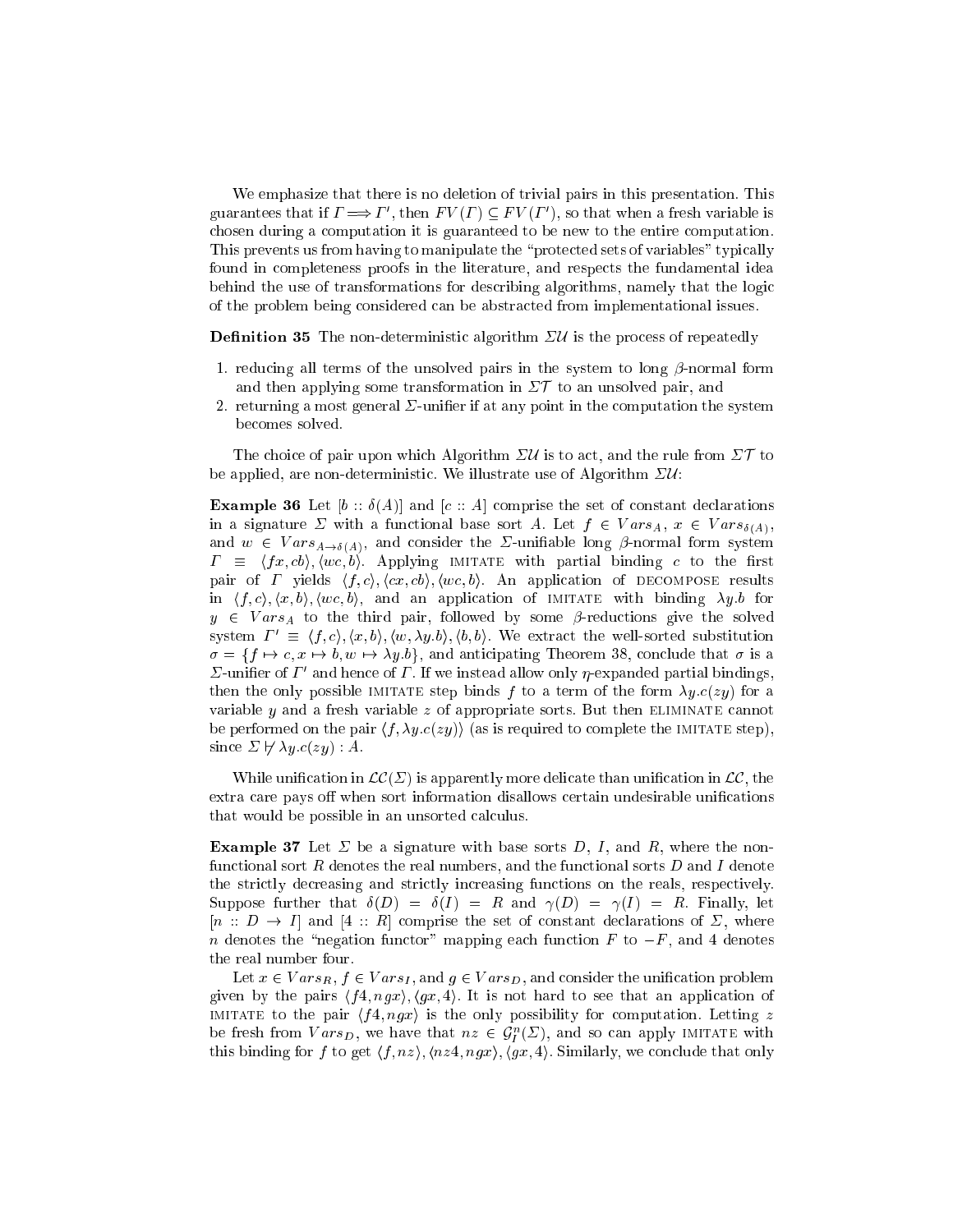We emphasize that there is no deletion of trivial pairs in this presentation. This guarantees that if $\Gamma \Longrightarrow \Gamma'$, then $FV(\Gamma) \subseteq FV(\Gamma')$, so that when a fresh variable is chosen during a computation it is guaranteed to be new to the entire computation. This prevents us from having to manipulate the "protected sets of variables" typically found in completeness proofs in the literature, and respects the fundamental idea behind the use of transformations for describing algorithms, namely that the logic of the problem being considered can be abstracted from implementational issues.

**Definition 35** The non-deterministic algorithm $\Sigma\mathcal{U}$ is the process of repeatedly

1. reducing all terms of the unsolved pairs in the system to long $\beta$-normal form and then applying some transformation in $\Sigma\mathcal{T}$ to an unsolved pair, and
2. returning a most general $\Sigma$-unifier if at any point in the computation the system becomes solved.

The choice of pair upon which Algorithm $\Sigma\mathcal{U}$ is to act, and the rule from $\Sigma\mathcal{T}$ to be applied, are non-deterministic. We illustrate use of Algorithm $\Sigma\mathcal{U}$:

**Example 36** Let $[b :: \delta(A)]$ and $[c :: A]$ comprise the set of constant declarations in a signature $\Sigma$ with a functional base sort $A$. Let $f \in Vars_A$, $x \in Vars_{\delta(A)}$, and $w \in Vars_{A \rightarrow \delta(A)}$, and consider the $\Sigma$-unifiable long $\beta$-normal form system $\Gamma \equiv \langle fx, cb \rangle, \langle wc, b \rangle$. Applying IMITATE with partial binding $c$ to the first pair of $\Gamma$ yields $\langle f, c \rangle, \langle cx, cb \rangle, \langle wc, b \rangle$. An application of DECOMPOSE results in $\langle f, c \rangle, \langle x, b \rangle, \langle wc, b \rangle$, and an application of IMITATE with binding $\lambda y.b$ for $y \in Vars_A$ to the third pair, followed by some $\beta$-reductions give the solved system $\Gamma' \equiv \langle f, c \rangle, \langle x, b \rangle, \langle w, \lambda y.b \rangle, \langle b, b \rangle$. We extract the well-sorted substitution $\sigma = \{f \mapsto c, x \mapsto b, w \mapsto \lambda y.b\}$, and anticipating Theorem 38, conclude that $\sigma$ is a $\Sigma$-unifier of $\Gamma'$ and hence of $\Gamma$. If we instead allow only $\eta$-expanded partial bindings, then the only possible IMITATE step binds $f$ to a term of the form $\lambda y.c(zy)$ for a variable $y$ and a fresh variable $z$ of appropriate sorts. But then ELIMINATE cannot be performed on the pair $\langle f, \lambda y.c(zy) \rangle$ (as is required to complete the IMITATE step), since $\Sigma \not\vdash \lambda y.c(zy) : A$.

While unification in $\mathcal{LC}(\Sigma)$ is apparently more delicate than unification in $\mathcal{LC}$, the extra care pays off when sort information disallows certain undesirable unifications that would be possible in an unsorted calculus.

**Example 37** Let $\Sigma$ be a signature with base sorts $D$, $I$, and $R$, where the non-functional sort $R$ denotes the real numbers, and the functional sorts $D$ and $I$ denote the strictly decreasing and strictly increasing functions on the reals, respectively. Suppose further that $\delta(D) = \delta(I) = R$ and $\gamma(D) = \gamma(I) = R$. Finally, let $[n :: D \rightarrow I]$ and $[4 :: R]$ comprise the set of constant declarations of $\Sigma$, where $n$ denotes the "negation functor" mapping each function $F$ to $-F$, and $4$ denotes the real number four.

Let $x \in Vars_R$, $f \in Vars_I$, and $g \in Vars_D$, and consider the unification problem given by the pairs $\langle f4, ngx \rangle, \langle gx, 4 \rangle$. It is not hard to see that an application of IMITATE to the pair $\langle f4, ngx \rangle$ is the only possibility for computation. Letting $z$ be fresh from $Vars_D$, we have that $nz \in \mathcal{G}^n_I(\Sigma)$, and so can apply IMITATE with this binding for $f$ to get $\langle f, nz \rangle, \langle nz4, ngx \rangle, \langle gx, 4 \rangle$. Similarly, we conclude that only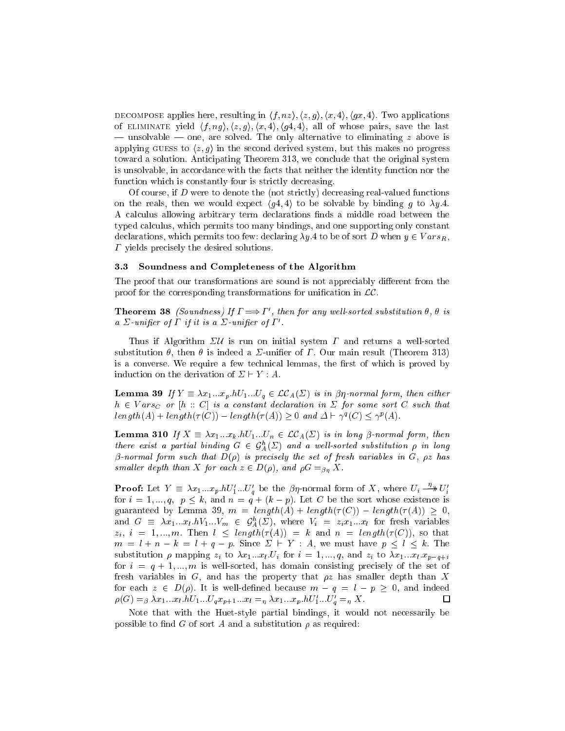DECOMPOSE applies here, resulting in $\langle f, nz\rangle, \langle z, g\rangle, \langle x, 4\rangle, \langle gx, 4\rangle$. Two applications of ELIMINATE yield $\langle f, ng\rangle, \langle z, g\rangle, \langle x, 4\rangle, \langle g4, 4\rangle$, all of whose pairs, save the last — unsolvable — one, are solved. The only alternative to eliminating $z$ above is applying GUESS to $\langle z, g\rangle$ in the second derived system, but this makes no progress toward a solution. Anticipating Theorem 313, we conclude that the original system is unsolvable, in accordance with the facts that neither the identity function nor the function which is constantly four is strictly decreasing.

Of course, if $D$ were to denote the (not strictly) decreasing real-valued functions on the reals, then we would expect $\langle g4, 4\rangle$ to be solvable by binding $g$ to $\lambda y.4$. A calculus allowing arbitrary term declarations finds a middle road between the typed calculus, which permits too many bindings, and one supporting only constant declarations, which permits too few: declaring $\lambda y.4$ to be of sort $D$ when $y \in Vars_R$, $\Gamma$ yields precisely the desired solutions.

### 3.3 Soundness and Completeness of the Algorithm

The proof that our transformations are sound is not appreciably different from the proof for the corresponding transformations for unification in $\mathcal{LC}$.

**Theorem 38** *(Soundness) If $\Gamma \Longrightarrow \Gamma'$, then for any well-sorted substitution $\theta$, $\theta$ is a $\Sigma$-unifier of $\Gamma$ if it is a $\Sigma$-unifier of $\Gamma'$.*

Thus if Algorithm $\Sigma\mathcal{U}$ is run on initial system $\Gamma$ and returns a well-sorted substitution $\theta$, then $\theta$ is indeed a $\Sigma$-unifier of $\Gamma$. Our main result (Theorem 313) is a converse. We require a few technical lemmas, the first of which is proved by induction on the derivation of $\Sigma \vdash Y : A$.

**Lemma 39** *If $Y \equiv \lambda x_1 ... x_p.hU_1 ... U_q \in \mathcal{LC}_A(\Sigma)$ is in $\beta\eta$-normal form, then either $h \in Vars_C$ or $[h :: C]$ is a constant declaration in $\Sigma$ for some sort $C$ such that $length(A) + length(\tau(C)) - length(\tau(A)) \geq 0$ and $\Delta \vdash \gamma^q(C) \leq \gamma^p(A)$.*

**Lemma 310** *If $X \equiv \lambda x_1 ... x_k.hU_1 ... U_n \in \mathcal{LC}_A(\Sigma)$ is in long $\beta$-normal form, then there exist a partial binding $G \in \mathcal{G}^h_A(\Sigma)$ and a well-sorted substitution $\rho$ in long $\beta$-normal form such that $D(\rho)$ is precisely the set of fresh variables in $G$, $\rho z$ has smaller depth than $X$ for each $z \in D(\rho)$, and $\rho G =_{\beta\eta} X$.*

**Proof:** Let $Y \equiv \lambda x_1 ... x_p.hU'_1 ... U'_q$ be the $\beta\eta$-normal form of $X$, where $U_i \xrightarrow{\eta}\!\!\!\!\rightarrow U'_i$ for $i = 1, ..., q$, $p \leq k$, and $n = q + (k - p)$. Let $C$ be the sort whose existence is guaranteed by Lemma 39, $m = length(A) + length(\tau(C)) - length(\tau(A)) \geq 0$, and $G \equiv \lambda x_1 ... x_l.hV_1 ... V_m \in \mathcal{G}^h_A(\Sigma)$, where $V_i = z_i x_1 ... x_l$ for fresh variables $z_i$, $i = 1, ..., m$. Then $l \leq length(\tau(A)) = k$ and $n = length(\tau(C))$, so that $m = l + n - k = l + q - p$. Since $\Sigma \vdash Y : A$, we must have $p \leq l \leq k$. The substitution $\rho$ mapping $z_i$ to $\lambda x_1 ... x_l.U_i$ for $i = 1, ..., q$, and $z_i$ to $\lambda x_1 ... x_l.x_{p-q+i}$ for $i = q + 1, ..., m$ is well-sorted, has domain consisting precisely of the set of fresh variables in $G$, and has the property that $\rho z$ has smaller depth than $X$ for each $z \in D(\rho)$. It is well-defined because $m - q = l - p \geq 0$, and indeed $\rho(G) =_\beta \lambda x_1 ... x_l.hU_1 ... U_q x_{p+1} ... x_l =_\eta \lambda x_1 ... x_p.hU'_1 ... U'_q =_\eta X$. $\square$

Note that with the Huet-style partial bindings, it would not necessarily be possible to find $G$ of sort $A$ and a substitution $\rho$ as required: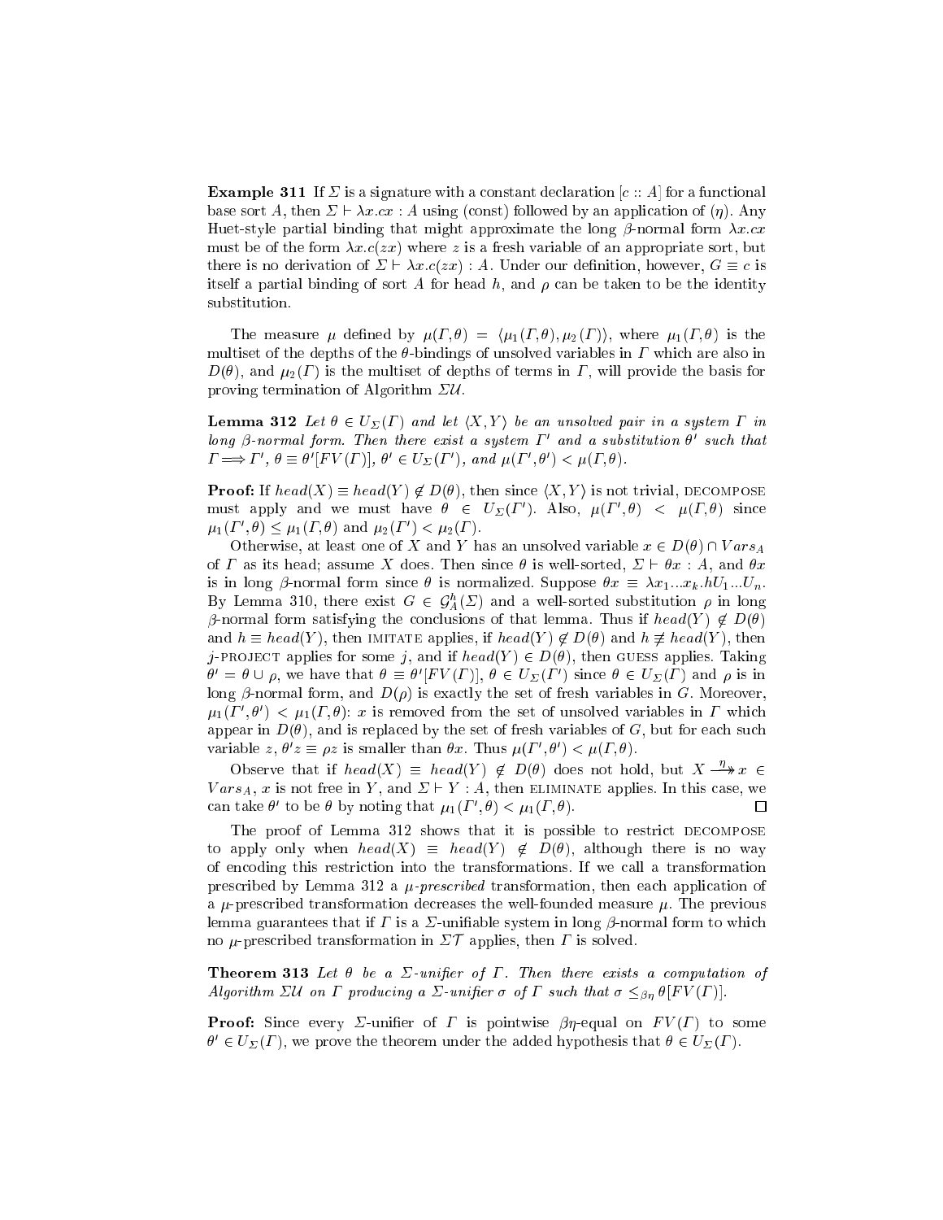**Example 311** If $\Sigma$ is a signature with a constant declaration $[c :: A]$ for a functional base sort $A$, then $\Sigma \vdash \lambda x.cx : A$ using (const) followed by an application of ($\eta$). Any Huet-style partial binding that might approximate the long $\beta$-normal form $\lambda x.cx$ must be of the form $\lambda x.c(zx)$ where $z$ is a fresh variable of an appropriate sort, but there is no derivation of $\Sigma \vdash \lambda x.c(zx) : A$. Under our definition, however, $G \equiv c$ is itself a partial binding of sort $A$ for head $h$, and $\rho$ can be taken to be the identity substitution.

The measure $\mu$ defined by $\mu(\Gamma, \theta) = \langle \mu_1(\Gamma, \theta), \mu_2(\Gamma) \rangle$, where $\mu_1(\Gamma, \theta)$ is the multiset of the depths of the $\theta$-bindings of unsolved variables in $\Gamma$ which are also in $D(\theta)$, and $\mu_2(\Gamma)$ is the multiset of depths of terms in $\Gamma$, will provide the basis for proving termination of Algorithm $\Sigma\mathcal{U}$.

**Lemma 312** *Let $\theta \in U_\Sigma(\Gamma)$ and let $\langle X, Y \rangle$ be an unsolved pair in a system $\Gamma$ in long $\beta$-normal form. Then there exist a system $\Gamma'$ and a substitution $\theta'$ such that $\Gamma \Longrightarrow \Gamma'$, $\theta \equiv \theta'[FV(\Gamma)]$, $\theta' \in U_\Sigma(\Gamma')$, and $\mu(\Gamma', \theta') < \mu(\Gamma, \theta)$.*

**Proof:** If $head(X) \equiv head(Y) \notin D(\theta)$, then since $\langle X, Y \rangle$ is not trivial, DECOMPOSE must apply and we must have $\theta \in U_\Sigma(\Gamma')$. Also, $\mu(\Gamma', \theta) < \mu(\Gamma, \theta)$ since $\mu_1(\Gamma', \theta) \leq \mu_1(\Gamma, \theta)$ and $\mu_2(\Gamma') < \mu_2(\Gamma)$.

Otherwise, at least one of $X$ and $Y$ has an unsolved variable $x \in D(\theta) \cap Vars_A$ of $\Gamma$ as its head; assume $X$ does. Then since $\theta$ is well-sorted, $\Sigma \vdash \theta x : A$, and $\theta x$ is in long $\beta$-normal form since $\theta$ is normalized. Suppose $\theta x \equiv \lambda x_1 ... x_k . hU_1 ... U_n$. By Lemma 310, there exist $G \in \mathcal{G}^h_A(\Sigma)$ and a well-sorted substitution $\rho$ in long $\beta$-normal form satisfying the conclusions of that lemma. Thus if $head(Y) \notin D(\theta)$ and $h \equiv head(Y)$, then IMITATE applies, if $head(Y) \notin D(\theta)$ and $h \not\equiv head(Y)$, then $j$-PROJECT applies for some $j$, and if $head(Y) \in D(\theta)$, then GUESS applies. Taking $\theta' = \theta \cup \rho$, we have that $\theta \equiv \theta'[FV(\Gamma)]$, $\theta \in U_\Sigma(\Gamma')$ since $\theta \in U_\Sigma(\Gamma)$ and $\rho$ is in long $\beta$-normal form, and $D(\rho)$ is exactly the set of fresh variables in $G$. Moreover, $\mu_1(\Gamma', \theta') < \mu_1(\Gamma, \theta)$: $x$ is removed from the set of unsolved variables in $\Gamma$ which appear in $D(\theta)$, and is replaced by the set of fresh variables of $G$, but for each such variable $z$, $\theta' z \equiv \rho z$ is smaller than $\theta x$. Thus $\mu(\Gamma', \theta') < \mu(\Gamma, \theta)$.

Observe that if $head(X) \equiv head(Y) \notin D(\theta)$ does not hold, but $X \overset{\eta}{\twoheadrightarrow} x \in Vars_A$, $x$ is not free in $Y$, and $\Sigma \vdash Y : A$, then ELIMINATE applies. In this case, we can take $\theta'$ to be $\theta$ by noting that $\mu_1(\Gamma', \theta) < \mu_1(\Gamma, \theta)$. ☐

The proof of Lemma 312 shows that it is possible to restrict DECOMPOSE to apply only when $head(X) \equiv head(Y) \notin D(\theta)$, although there is no way of encoding this restriction into the transformations. If we call a transformation prescribed by Lemma 312 a *$\mu$-prescribed* transformation, then each application of a $\mu$-prescribed transformation decreases the well-founded measure $\mu$. The previous lemma guarantees that if $\Gamma$ is a $\Sigma$-unifiable system in long $\beta$-normal form to which no $\mu$-prescribed transformation in $\Sigma\mathcal{T}$ applies, then $\Gamma$ is solved.

**Theorem 313** *Let $\theta$ be a $\Sigma$-unifier of $\Gamma$. Then there exists a computation of Algorithm $\Sigma\mathcal{U}$ on $\Gamma$ producing a $\Sigma$-unifier $\sigma$ of $\Gamma$ such that $\sigma \leq_{\beta\eta} \theta[FV(\Gamma)]$.*

**Proof:** Since every $\Sigma$-unifier of $\Gamma$ is pointwise $\beta\eta$-equal on $FV(\Gamma)$ to some $\theta' \in U_\Sigma(\Gamma)$, we prove the theorem under the added hypothesis that $\theta \in U_\Sigma(\Gamma)$.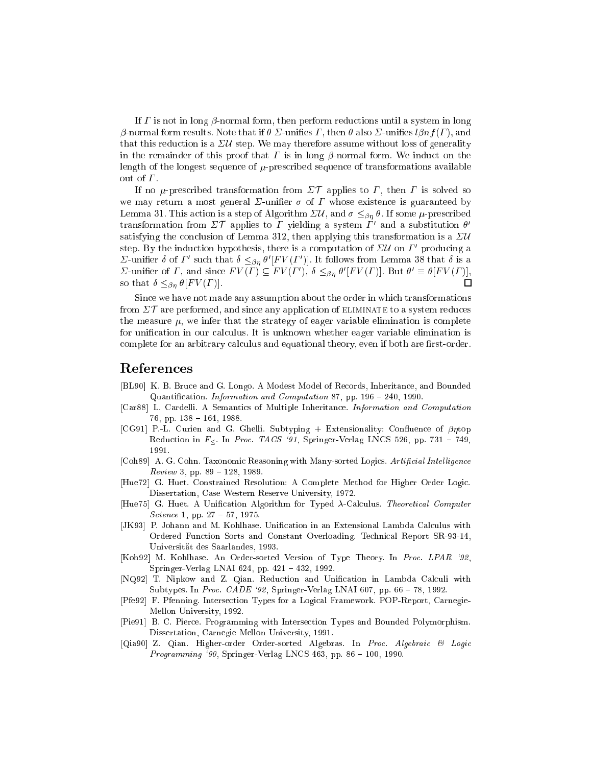If $\Gamma$ is not in long $\beta$-normal form, then perform reductions until a system in long $\beta$-normal form results. Note that if $\theta$ $\Sigma$-unifies $\Gamma$, then $\theta$ also $\Sigma$-unifies $l\beta nf(\Gamma)$, and that this reduction is a $\Sigma\mathcal{U}$ step. We may therefore assume without loss of generality in the remainder of this proof that $\Gamma$ is in long $\beta$-normal form. We induct on the length of the longest sequence of $\mu$-prescribed sequence of transformations available out of $\Gamma$.

If no $\mu$-prescribed transformation from $\Sigma\mathcal{T}$ applies to $\Gamma$, then $\Gamma$ is solved so we may return a most general $\Sigma$-unifier $\sigma$ of $\Gamma$ whose existence is guaranteed by Lemma 31. This action is a step of Algorithm $\Sigma\mathcal{U}$, and $\sigma \leq_{\beta\eta} \theta$. If some $\mu$-prescribed transformation from $\Sigma\mathcal{T}$ applies to $\Gamma$ yielding a system $\Gamma'$ and a substitution $\theta'$ satisfying the conclusion of Lemma 312, then applying this transformation is a $\Sigma\mathcal{U}$ step. By the induction hypothesis, there is a computation of $\Sigma\mathcal{U}$ on $\Gamma'$ producing a $\Sigma$-unifier $\delta$ of $\Gamma'$ such that $\delta \leq_{\beta\eta} \theta'[FV(\Gamma')]$. It follows from Lemma 38 that $\delta$ is a $\Sigma$-unifier of $\Gamma$, and since $FV(\Gamma) \subseteq FV(\Gamma')$, $\delta \leq_{\beta\eta} \theta'[FV(\Gamma)]$. But $\theta' \equiv \theta[FV(\Gamma)]$, so that $\delta \leq_{\beta\eta} \theta[FV(\Gamma)]$. ◻

Since we have not made any assumption about the order in which transformations from $\Sigma\mathcal{T}$ are performed, and since any application of ELIMINATE to a system reduces the measure $\mu$, we infer that the strategy of eager variable elimination is complete for unification in our calculus. It is unknown whether eager variable elimination is complete for an arbitrary calculus and equational theory, even if both are first-order.

## References

[BL90] K. B. Bruce and G. Longo. A Modest Model of Records, Inheritance, and Bounded Quantification. *Information and Computation* 87, pp. 196 – 240, 1990.

[Car88] L. Cardelli. A Semantics of Multiple Inheritance. *Information and Computation* 76, pp. 138 – 164, 1988.

[CG91] P.-L. Curien and G. Ghelli. Subtyping + Extensionality: Confluence of $\beta\eta$top Reduction in $F_{\leq}$. In *Proc. TACS '91*, Springer-Verlag LNCS 526, pp. 731 – 749, 1991.

[Coh89] A. G. Cohn. Taxonomic Reasoning with Many-sorted Logics. *Artificial Intelligence Review* 3, pp. 89 – 128, 1989.

[Hue72] G. Huet. Constrained Resolution: A Complete Method for Higher Order Logic. Dissertation, Case Western Reserve University, 1972.

[Hue75] G. Huet. A Unification Algorithm for Typed $\lambda$-Calculus. *Theoretical Computer Science* 1, pp. 27 – 57, 1975.

[JK93] P. Johann and M. Kohlhase. Unification in an Extensional Lambda Calculus with Ordered Function Sorts and Constant Overloading. Technical Report SR-93-14, Universität des Saarlandes, 1993.

[Koh92] M. Kohlhase. An Order-sorted Version of Type Theory. In *Proc. LPAR '92*, Springer-Verlag LNAI 624, pp. 421 – 432, 1992.

[NQ92] T. Nipkow and Z. Qian. Reduction and Unification in Lambda Calculi with Subtypes. In *Proc. CADE '92*, Springer-Verlag LNAI 607, pp. 66 – 78, 1992.

[Pfe92] F. Pfenning. Intersection Types for a Logical Framework. POP-Report, Carnegie-Mellon University, 1992.

[Pie91] B. C. Pierce. Programming with Intersection Types and Bounded Polymorphism. Dissertation, Carnegie Mellon University, 1991.

[Qia90] Z. Qian. Higher-order Order-sorted Algebras. In *Proc. Algebraic & Logic Programming '90*, Springer-Verlag LNCS 463, pp. 86 – 100, 1990.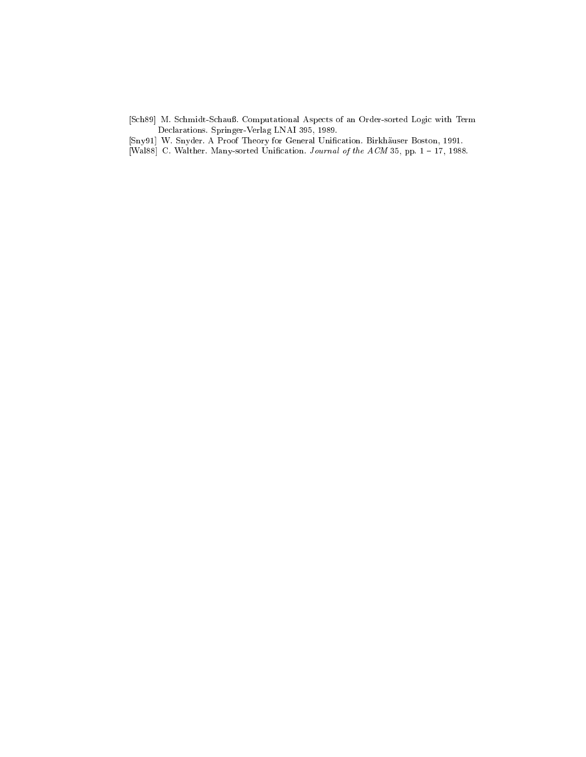[Sch89] M. Schmidt-Schauß. Computational Aspects of an Order-sorted Logic with Term Declarations. Springer-Verlag LNAI 395, 1989.

[Sny91] W. Snyder. A Proof Theory for General Unification. Birkhäuser Boston, 1991.

[Wal88] C. Walther. Many-sorted Unification. *Journal of the ACM* 35, pp. 1 – 17, 1988.